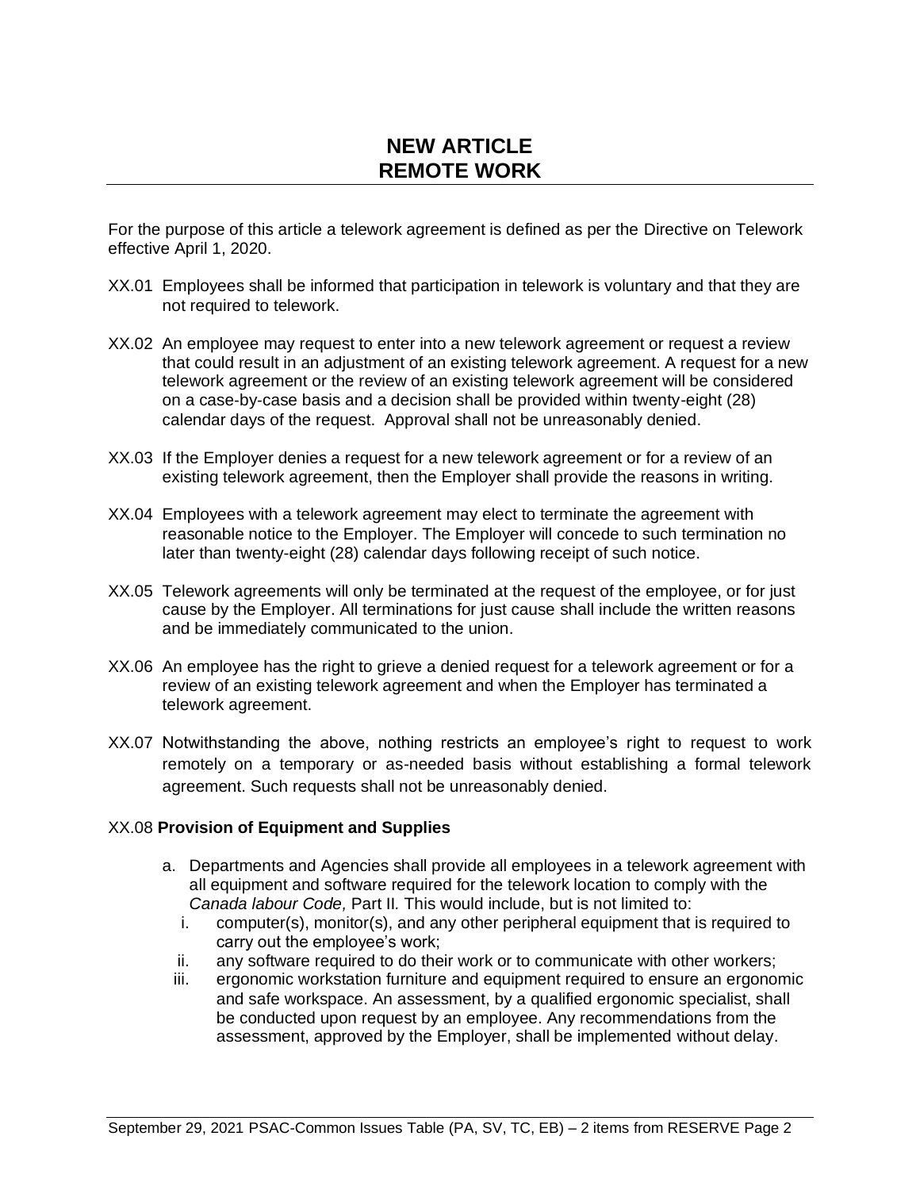# NEW ARTICLE
# REMOTE WORK

For the purpose of this article a telework agreement is defined as per the Directive on Telework effective April 1, 2020.

XX.01 Employees shall be informed that participation in telework is voluntary and that they are not required to telework.

XX.02 An employee may request to enter into a new telework agreement or request a review that could result in an adjustment of an existing telework agreement. A request for a new telework agreement or the review of an existing telework agreement will be considered on a case-by-case basis and a decision shall be provided within twenty-eight (28) calendar days of the request. Approval shall not be unreasonably denied.

XX.03 If the Employer denies a request for a new telework agreement or for a review of an existing telework agreement, then the Employer shall provide the reasons in writing.

XX.04 Employees with a telework agreement may elect to terminate the agreement with reasonable notice to the Employer. The Employer will concede to such termination no later than twenty-eight (28) calendar days following receipt of such notice.

XX.05 Telework agreements will only be terminated at the request of the employee, or for just cause by the Employer. All terminations for just cause shall include the written reasons and be immediately communicated to the union.

XX.06 An employee has the right to grieve a denied request for a telework agreement or for a review of an existing telework agreement and when the Employer has terminated a telework agreement.

XX.07 Notwithstanding the above, nothing restricts an employee's right to request to work remotely on a temporary or as-needed basis without establishing a formal telework agreement. Such requests shall not be unreasonably denied.

XX.08 **Provision of Equipment and Supplies**

a. Departments and Agencies shall provide all employees in a telework agreement with all equipment and software required for the telework location to comply with the *Canada labour Code,* Part II. This would include, but is not limited to:
   i. computer(s), monitor(s), and any other peripheral equipment that is required to carry out the employee's work;
   ii. any software required to do their work or to communicate with other workers;
   iii. ergonomic workstation furniture and equipment required to ensure an ergonomic and safe workspace. An assessment, by a qualified ergonomic specialist, shall be conducted upon request by an employee. Any recommendations from the assessment, approved by the Employer, shall be implemented without delay.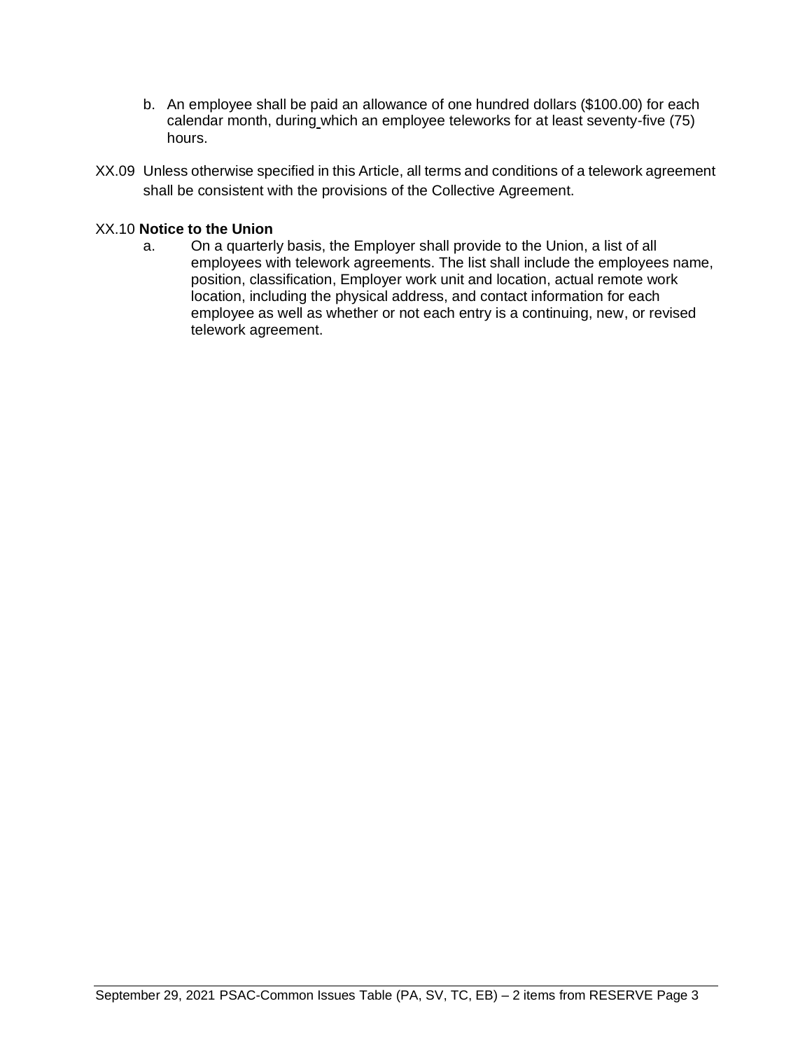b. An employee shall be paid an allowance of one hundred dollars ($100.00) for each calendar month, during which an employee teleworks for at least seventy-five (75) hours.

XX.09 Unless otherwise specified in this Article, all terms and conditions of a telework agreement shall be consistent with the provisions of the Collective Agreement.

XX.10 **Notice to the Union**

a. On a quarterly basis, the Employer shall provide to the Union, a list of all employees with telework agreements. The list shall include the employees name, position, classification, Employer work unit and location, actual remote work location, including the physical address, and contact information for each employee as well as whether or not each entry is a continuing, new, or revised telework agreement.